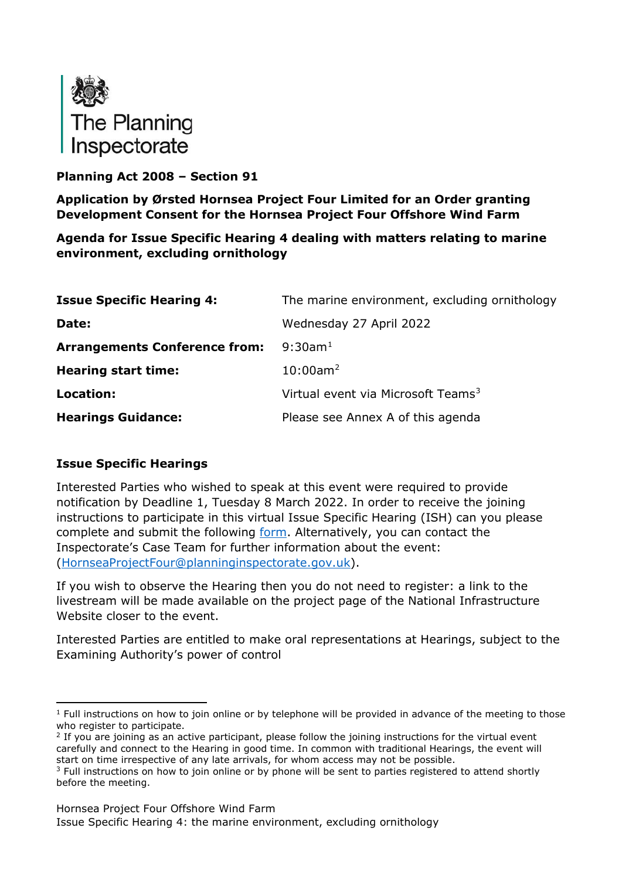The Planning Inspectorate

**Planning Act 2008 – Section 91**

**Application by Ørsted Hornsea Project Four Limited for an Order granting Development Consent for the Hornsea Project Four Offshore Wind Farm**

**Agenda for Issue Specific Hearing 4 dealing with matters relating to marine environment, excluding ornithology**

| | |
|---|---|
| **Issue Specific Hearing 4:** | The marine environment, excluding ornithology |
| **Date:** | Wednesday 27 April 2022 |
| **Arrangements Conference from:** | 9:30am[1] |
| **Hearing start time:** | 10:00am[2] |
| **Location:** | Virtual event via Microsoft Teams[3] |
| **Hearings Guidance:** | Please see Annex A of this agenda |

## Issue Specific Hearings

Interested Parties who wished to speak at this event were required to provide notification by Deadline 1, Tuesday 8 March 2022. In order to receive the joining instructions to participate in this virtual Issue Specific Hearing (ISH) can you please complete and submit the following form. Alternatively, you can contact the Inspectorate's Case Team for further information about the event: (HornseaProjectFour@planninginspectorate.gov.uk).

If you wish to observe the Hearing then you do not need to register: a link to the livestream will be made available on the project page of the National Infrastructure Website closer to the event.

Interested Parties are entitled to make oral representations at Hearings, subject to the Examining Authority's power of control

[1] Full instructions on how to join online or by telephone will be provided in advance of the meeting to those who register to participate.

[2] If you are joining as an active participant, please follow the joining instructions for the virtual event carefully and connect to the Hearing in good time. In common with traditional Hearings, the event will start on time irrespective of any late arrivals, for whom access may not be possible.

[3] Full instructions on how to join online or by phone will be sent to parties registered to attend shortly before the meeting.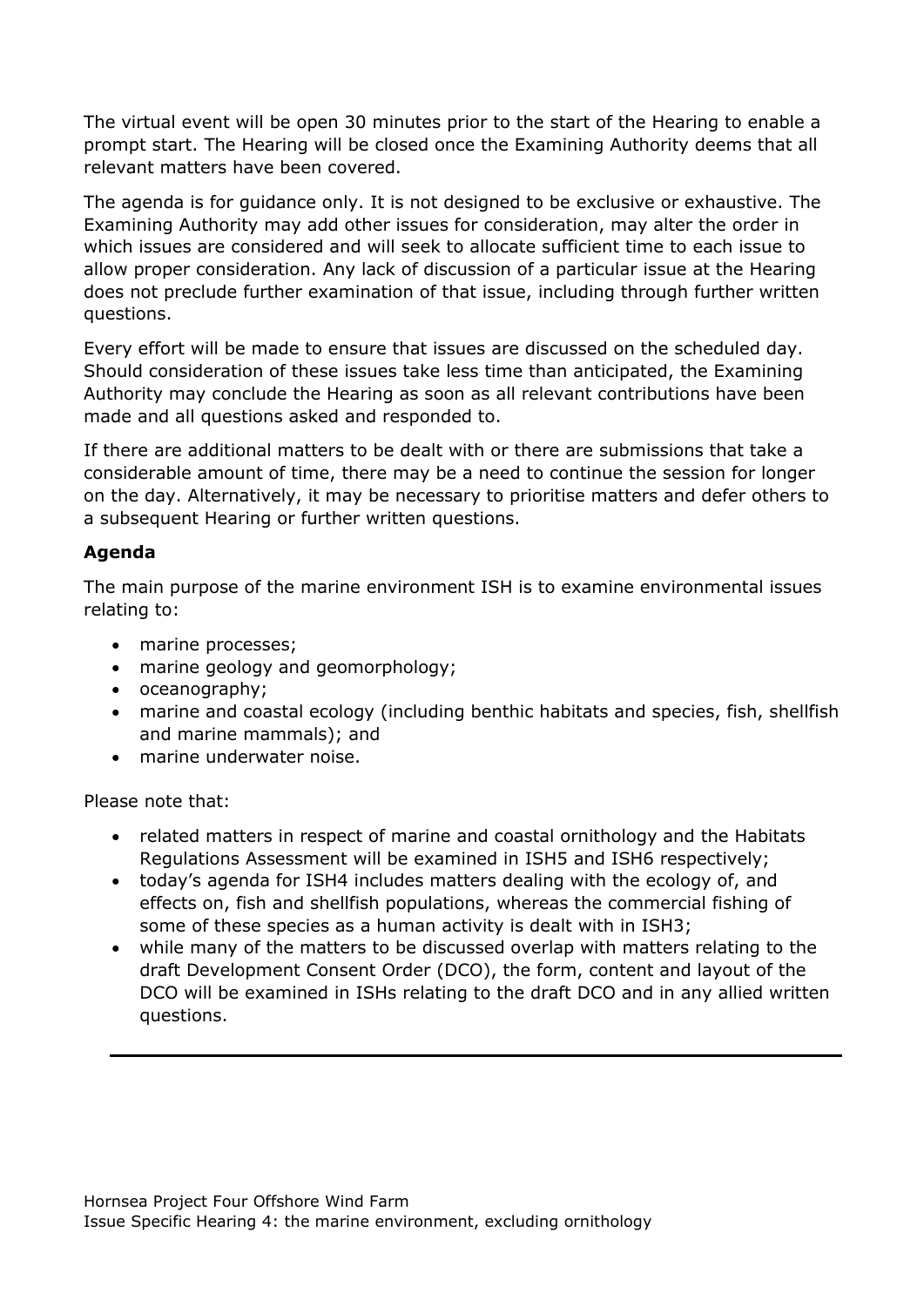The virtual event will be open 30 minutes prior to the start of the Hearing to enable a prompt start. The Hearing will be closed once the Examining Authority deems that all relevant matters have been covered.

The agenda is for guidance only. It is not designed to be exclusive or exhaustive. The Examining Authority may add other issues for consideration, may alter the order in which issues are considered and will seek to allocate sufficient time to each issue to allow proper consideration. Any lack of discussion of a particular issue at the Hearing does not preclude further examination of that issue, including through further written questions.

Every effort will be made to ensure that issues are discussed on the scheduled day. Should consideration of these issues take less time than anticipated, the Examining Authority may conclude the Hearing as soon as all relevant contributions have been made and all questions asked and responded to.

If there are additional matters to be dealt with or there are submissions that take a considerable amount of time, there may be a need to continue the session for longer on the day. Alternatively, it may be necessary to prioritise matters and defer others to a subsequent Hearing or further written questions.

**Agenda**

The main purpose of the marine environment ISH is to examine environmental issues relating to:

- marine processes;
- marine geology and geomorphology;
- oceanography;
- marine and coastal ecology (including benthic habitats and species, fish, shellfish and marine mammals); and
- marine underwater noise.

Please note that:

- related matters in respect of marine and coastal ornithology and the Habitats Regulations Assessment will be examined in ISH5 and ISH6 respectively;
- today's agenda for ISH4 includes matters dealing with the ecology of, and effects on, fish and shellfish populations, whereas the commercial fishing of some of these species as a human activity is dealt with in ISH3;
- while many of the matters to be discussed overlap with matters relating to the draft Development Consent Order (DCO), the form, content and layout of the DCO will be examined in ISHs relating to the draft DCO and in any allied written questions.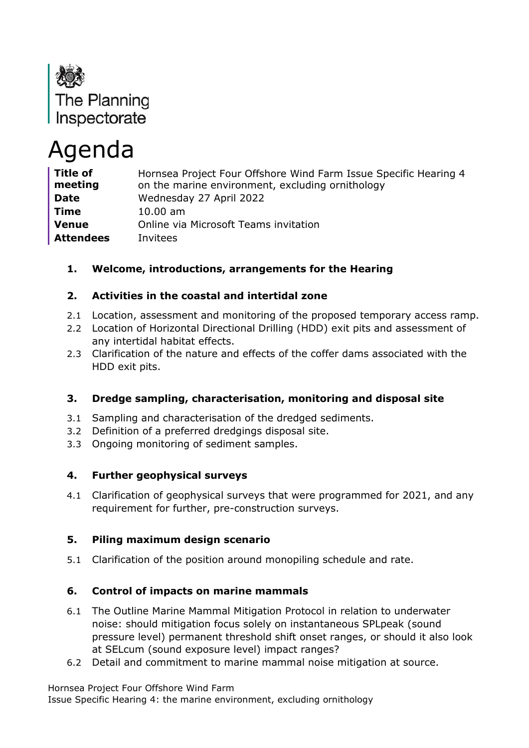The Planning Inspectorate

# Agenda

| | |
|---|---|
| **Title of meeting** | Hornsea Project Four Offshore Wind Farm Issue Specific Hearing 4 on the marine environment, excluding ornithology |
| **Date** | Wednesday 27 April 2022 |
| **Time** | 10.00 am |
| **Venue** | Online via Microsoft Teams invitation |
| **Attendees** | Invitees |

## 1. Welcome, introductions, arrangements for the Hearing

## 2. Activities in the coastal and intertidal zone

2.1 Location, assessment and monitoring of the proposed temporary access ramp.

2.2 Location of Horizontal Directional Drilling (HDD) exit pits and assessment of any intertidal habitat effects.

2.3 Clarification of the nature and effects of the coffer dams associated with the HDD exit pits.

## 3. Dredge sampling, characterisation, monitoring and disposal site

3.1 Sampling and characterisation of the dredged sediments.

3.2 Definition of a preferred dredgings disposal site.

3.3 Ongoing monitoring of sediment samples.

## 4. Further geophysical surveys

4.1 Clarification of geophysical surveys that were programmed for 2021, and any requirement for further, pre-construction surveys.

## 5. Piling maximum design scenario

5.1 Clarification of the position around monopiling schedule and rate.

## 6. Control of impacts on marine mammals

6.1 The Outline Marine Mammal Mitigation Protocol in relation to underwater noise: should mitigation focus solely on instantaneous SPLpeak (sound pressure level) permanent threshold shift onset ranges, or should it also look at SELcum (sound exposure level) impact ranges?

6.2 Detail and commitment to marine mammal noise mitigation at source.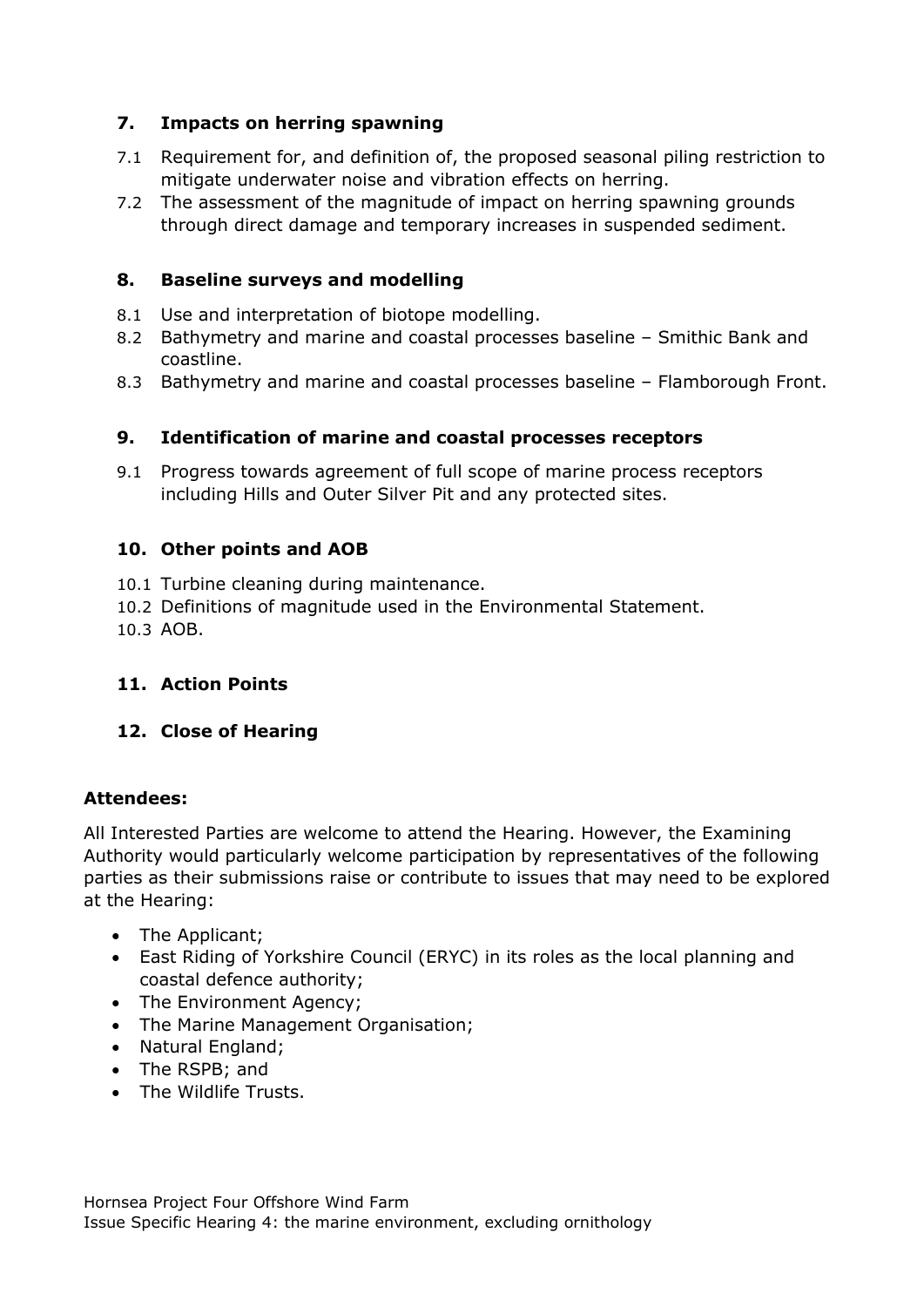## 7. Impacts on herring spawning

7.1 Requirement for, and definition of, the proposed seasonal piling restriction to mitigate underwater noise and vibration effects on herring.

7.2 The assessment of the magnitude of impact on herring spawning grounds through direct damage and temporary increases in suspended sediment.

## 8. Baseline surveys and modelling

8.1 Use and interpretation of biotope modelling.

8.2 Bathymetry and marine and coastal processes baseline – Smithic Bank and coastline.

8.3 Bathymetry and marine and coastal processes baseline – Flamborough Front.

## 9. Identification of marine and coastal processes receptors

9.1 Progress towards agreement of full scope of marine process receptors including Hills and Outer Silver Pit and any protected sites.

## 10. Other points and AOB

10.1 Turbine cleaning during maintenance.

10.2 Definitions of magnitude used in the Environmental Statement.

10.3 AOB.

## 11. Action Points

## 12. Close of Hearing

**Attendees:**

All Interested Parties are welcome to attend the Hearing. However, the Examining Authority would particularly welcome participation by representatives of the following parties as their submissions raise or contribute to issues that may need to be explored at the Hearing:

- The Applicant;
- East Riding of Yorkshire Council (ERYC) in its roles as the local planning and coastal defence authority;
- The Environment Agency;
- The Marine Management Organisation;
- Natural England;
- The RSPB; and
- The Wildlife Trusts.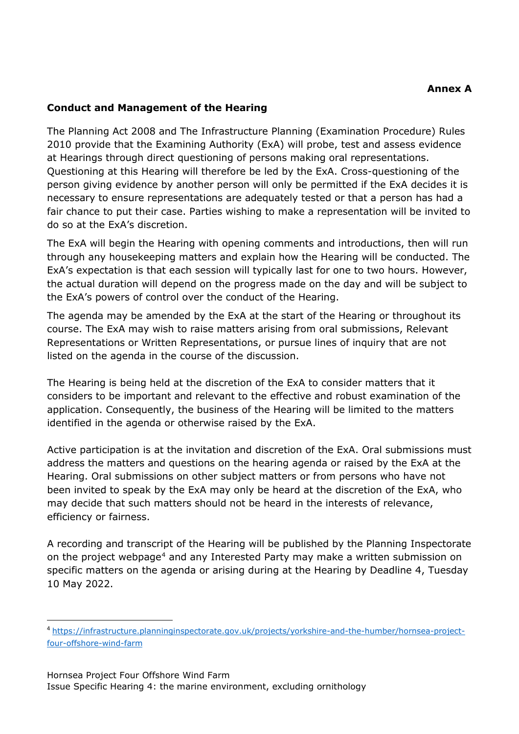**Annex A**

**Conduct and Management of the Hearing**

The Planning Act 2008 and The Infrastructure Planning (Examination Procedure) Rules 2010 provide that the Examining Authority (ExA) will probe, test and assess evidence at Hearings through direct questioning of persons making oral representations. Questioning at this Hearing will therefore be led by the ExA. Cross-questioning of the person giving evidence by another person will only be permitted if the ExA decides it is necessary to ensure representations are adequately tested or that a person has had a fair chance to put their case. Parties wishing to make a representation will be invited to do so at the ExA's discretion.

The ExA will begin the Hearing with opening comments and introductions, then will run through any housekeeping matters and explain how the Hearing will be conducted. The ExA's expectation is that each session will typically last for one to two hours. However, the actual duration will depend on the progress made on the day and will be subject to the ExA's powers of control over the conduct of the Hearing.

The agenda may be amended by the ExA at the start of the Hearing or throughout its course. The ExA may wish to raise matters arising from oral submissions, Relevant Representations or Written Representations, or pursue lines of inquiry that are not listed on the agenda in the course of the discussion.

The Hearing is being held at the discretion of the ExA to consider matters that it considers to be important and relevant to the effective and robust examination of the application. Consequently, the business of the Hearing will be limited to the matters identified in the agenda or otherwise raised by the ExA.

Active participation is at the invitation and discretion of the ExA. Oral submissions must address the matters and questions on the hearing agenda or raised by the ExA at the Hearing. Oral submissions on other subject matters or from persons who have not been invited to speak by the ExA may only be heard at the discretion of the ExA, who may decide that such matters should not be heard in the interests of relevance, efficiency or fairness.

A recording and transcript of the Hearing will be published by the Planning Inspectorate on the project webpage[4] and any Interested Party may make a written submission on specific matters on the agenda or arising during at the Hearing by Deadline 4, Tuesday 10 May 2022.

---

[4] https://infrastructure.planninginspectorate.gov.uk/projects/yorkshire-and-the-humber/hornsea-project-four-offshore-wind-farm